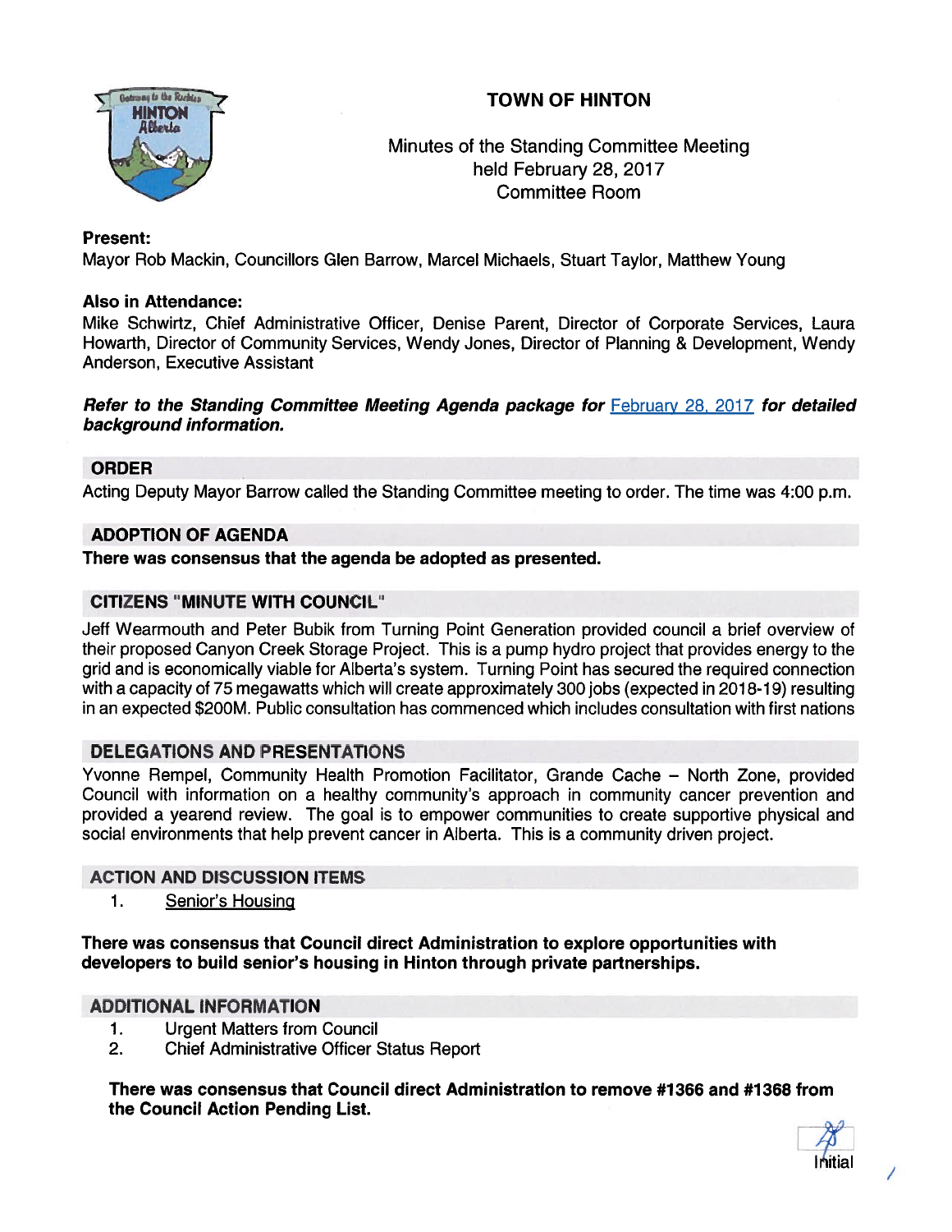# TOWN OF HINTON

Minutes of the Standing Committee Meeting
held February 28, 2017
Committee Room

**Present:**
Mayor Rob Mackin, Councillors Glen Barrow, Marcel Michaels, Stuart Taylor, Matthew Young

**Also in Attendance:**
Mike Schwirtz, Chief Administrative Officer, Denise Parent, Director of Corporate Services, Laura Howarth, Director of Community Services, Wendy Jones, Director of Planning & Development, Wendy Anderson, Executive Assistant

***Refer to the Standing Committee Meeting Agenda package for*** February 28, 2017 ***for detailed background information.***

## ORDER

Acting Deputy Mayor Barrow called the Standing Committee meeting to order. The time was 4:00 p.m.

## ADOPTION OF AGENDA

**There was consensus that the agenda be adopted as presented.**

## CITIZENS "MINUTE WITH COUNCIL"

Jeff Wearmouth and Peter Bubik from Turning Point Generation provided council a brief overview of their proposed Canyon Creek Storage Project. This is a pump hydro project that provides energy to the grid and is economically viable for Alberta's system. Turning Point has secured the required connection with a capacity of 75 megawatts which will create approximately 300 jobs (expected in 2018-19) resulting in an expected $200M. Public consultation has commenced which includes consultation with first nations

## DELEGATIONS AND PRESENTATIONS

Yvonne Rempel, Community Health Promotion Facilitator, Grande Cache – North Zone, provided Council with information on a healthy community's approach in community cancer prevention and provided a yearend review. The goal is to empower communities to create supportive physical and social environments that help prevent cancer in Alberta. This is a community driven project.

## ACTION AND DISCUSSION ITEMS

1. Senior's Housing

**There was consensus that Council direct Administration to explore opportunities with developers to build senior's housing in Hinton through private partnerships.**

## ADDITIONAL INFORMATION

1. Urgent Matters from Council
2. Chief Administrative Officer Status Report

**There was consensus that Council direct Administration to remove #1366 and #1368 from the Council Action Pending List.**

Initial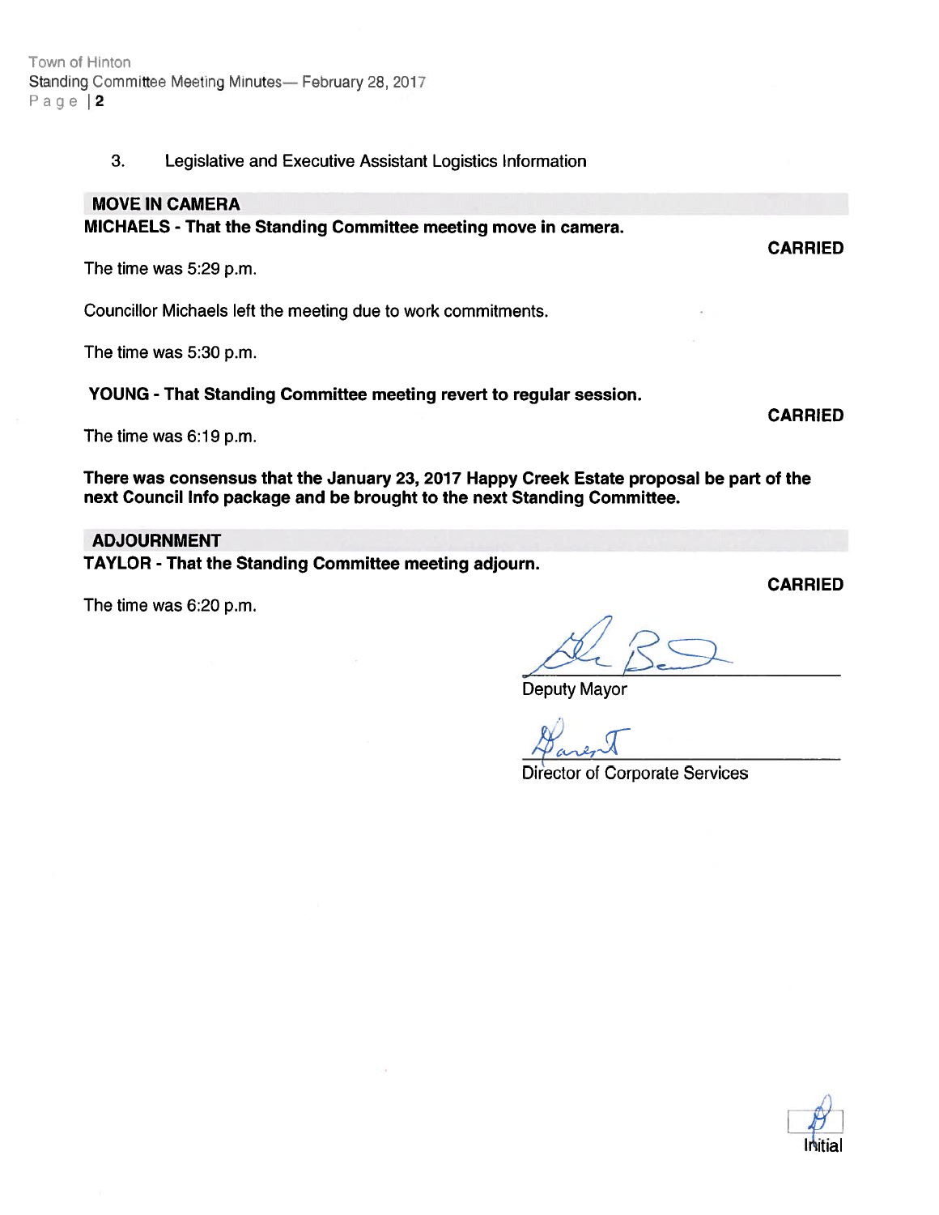3. Legislative and Executive Assistant Logistics Information

## MOVE IN CAMERA

**MICHAELS - That the Standing Committee meeting move in camera.**

**CARRIED**

The time was 5:29 p.m.

Councillor Michaels left the meeting due to work commitments.

The time was 5:30 p.m.

**YOUNG - That Standing Committee meeting revert to regular session.**

**CARRIED**

The time was 6:19 p.m.

**There was consensus that the January 23, 2017 Happy Creek Estate proposal be part of the next Council Info package and be brought to the next Standing Committee.**

## ADJOURNMENT

**TAYLOR - That the Standing Committee meeting adjourn.**

**CARRIED**

The time was 6:20 p.m.

Deputy Mayor

Director of Corporate Services

Initial